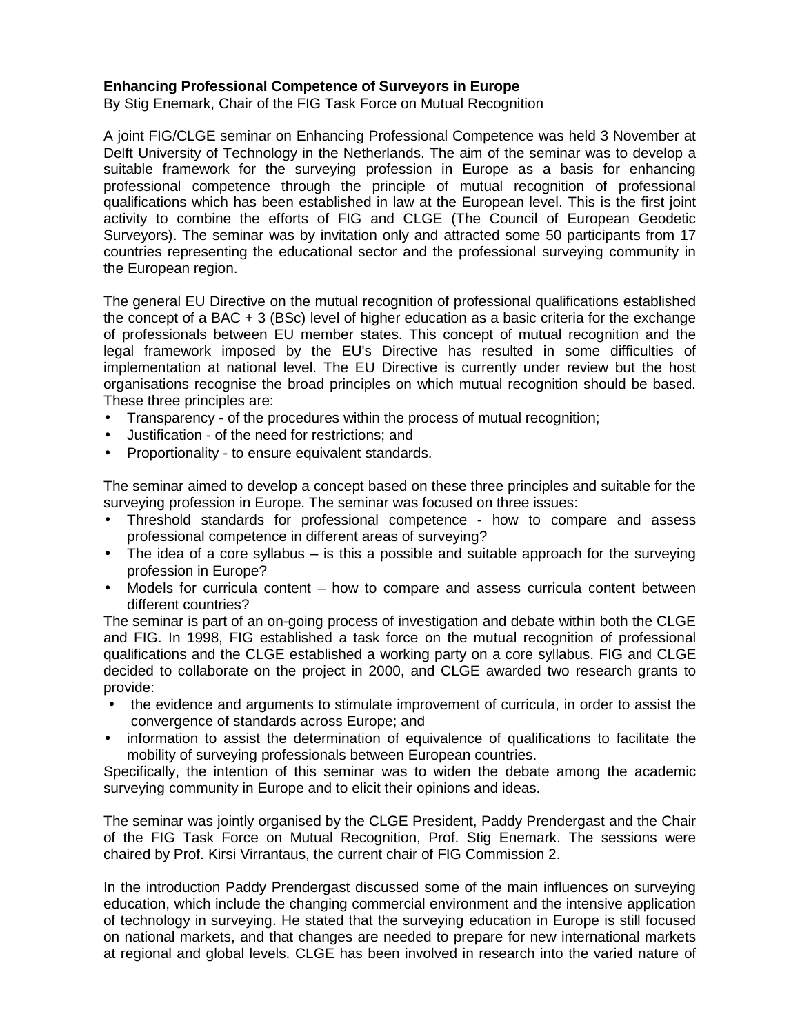**Enhancing Professional Competence of Surveyors in Europe**

By Stig Enemark, Chair of the FIG Task Force on Mutual Recognition

A joint FIG/CLGE seminar on Enhancing Professional Competence was held 3 November at Delft University of Technology in the Netherlands. The aim of the seminar was to develop a suitable framework for the surveying profession in Europe as a basis for enhancing professional competence through the principle of mutual recognition of professional qualifications which has been established in law at the European level. This is the first joint activity to combine the efforts of FIG and CLGE (The Council of European Geodetic Surveyors). The seminar was by invitation only and attracted some 50 participants from 17 countries representing the educational sector and the professional surveying community in the European region.

The general EU Directive on the mutual recognition of professional qualifications established the concept of a BAC + 3 (BSc) level of higher education as a basic criteria for the exchange of professionals between EU member states. This concept of mutual recognition and the legal framework imposed by the EU's Directive has resulted in some difficulties of implementation at national level. The EU Directive is currently under review but the host organisations recognise the broad principles on which mutual recognition should be based. These three principles are:

- Transparency - of the procedures within the process of mutual recognition;
- Justification - of the need for restrictions; and
- Proportionality - to ensure equivalent standards.

The seminar aimed to develop a concept based on these three principles and suitable for the surveying profession in Europe. The seminar was focused on three issues:

- Threshold standards for professional competence - how to compare and assess professional competence in different areas of surveying?
- The idea of a core syllabus – is this a possible and suitable approach for the surveying profession in Europe?
- Models for curricula content – how to compare and assess curricula content between different countries?

The seminar is part of an on-going process of investigation and debate within both the CLGE and FIG. In 1998, FIG established a task force on the mutual recognition of professional qualifications and the CLGE established a working party on a core syllabus. FIG and CLGE decided to collaborate on the project in 2000, and CLGE awarded two research grants to provide:

- the evidence and arguments to stimulate improvement of curricula, in order to assist the convergence of standards across Europe; and
- information to assist the determination of equivalence of qualifications to facilitate the mobility of surveying professionals between European countries.

Specifically, the intention of this seminar was to widen the debate among the academic surveying community in Europe and to elicit their opinions and ideas.

The seminar was jointly organised by the CLGE President, Paddy Prendergast and the Chair of the FIG Task Force on Mutual Recognition, Prof. Stig Enemark. The sessions were chaired by Prof. Kirsi Virrantaus, the current chair of FIG Commission 2.

In the introduction Paddy Prendergast discussed some of the main influences on surveying education, which include the changing commercial environment and the intensive application of technology in surveying. He stated that the surveying education in Europe is still focused on national markets, and that changes are needed to prepare for new international markets at regional and global levels. CLGE has been involved in research into the varied nature of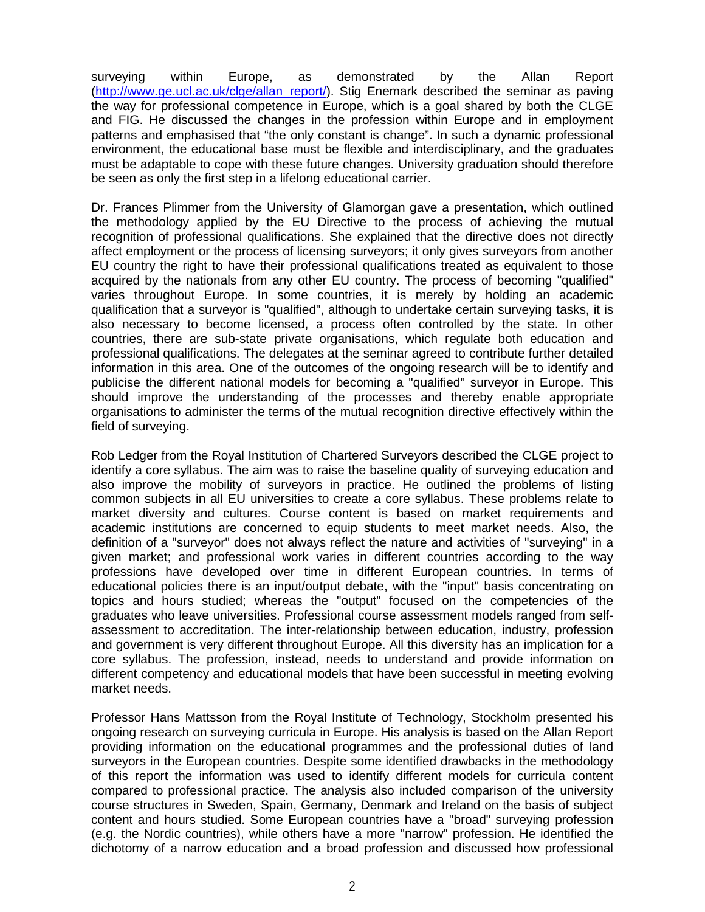surveying within Europe, as demonstrated by the Allan Report (http://www.ge.ucl.ac.uk/clge/allan_report/). Stig Enemark described the seminar as paving the way for professional competence in Europe, which is a goal shared by both the CLGE and FIG. He discussed the changes in the profession within Europe and in employment patterns and emphasised that "the only constant is change". In such a dynamic professional environment, the educational base must be flexible and interdisciplinary, and the graduates must be adaptable to cope with these future changes. University graduation should therefore be seen as only the first step in a lifelong educational carrier.

Dr. Frances Plimmer from the University of Glamorgan gave a presentation, which outlined the methodology applied by the EU Directive to the process of achieving the mutual recognition of professional qualifications. She explained that the directive does not directly affect employment or the process of licensing surveyors; it only gives surveyors from another EU country the right to have their professional qualifications treated as equivalent to those acquired by the nationals from any other EU country. The process of becoming "qualified" varies throughout Europe. In some countries, it is merely by holding an academic qualification that a surveyor is "qualified", although to undertake certain surveying tasks, it is also necessary to become licensed, a process often controlled by the state. In other countries, there are sub-state private organisations, which regulate both education and professional qualifications. The delegates at the seminar agreed to contribute further detailed information in this area. One of the outcomes of the ongoing research will be to identify and publicise the different national models for becoming a "qualified" surveyor in Europe. This should improve the understanding of the processes and thereby enable appropriate organisations to administer the terms of the mutual recognition directive effectively within the field of surveying.

Rob Ledger from the Royal Institution of Chartered Surveyors described the CLGE project to identify a core syllabus. The aim was to raise the baseline quality of surveying education and also improve the mobility of surveyors in practice. He outlined the problems of listing common subjects in all EU universities to create a core syllabus. These problems relate to market diversity and cultures. Course content is based on market requirements and academic institutions are concerned to equip students to meet market needs. Also, the definition of a "surveyor" does not always reflect the nature and activities of "surveying" in a given market; and professional work varies in different countries according to the way professions have developed over time in different European countries. In terms of educational policies there is an input/output debate, with the "input" basis concentrating on topics and hours studied; whereas the "output" focused on the competencies of the graduates who leave universities. Professional course assessment models ranged from self-assessment to accreditation. The inter-relationship between education, industry, profession and government is very different throughout Europe. All this diversity has an implication for a core syllabus. The profession, instead, needs to understand and provide information on different competency and educational models that have been successful in meeting evolving market needs.

Professor Hans Mattsson from the Royal Institute of Technology, Stockholm presented his ongoing research on surveying curricula in Europe. His analysis is based on the Allan Report providing information on the educational programmes and the professional duties of land surveyors in the European countries. Despite some identified drawbacks in the methodology of this report the information was used to identify different models for curricula content compared to professional practice. The analysis also included comparison of the university course structures in Sweden, Spain, Germany, Denmark and Ireland on the basis of subject content and hours studied. Some European countries have a "broad" surveying profession (e.g. the Nordic countries), while others have a more "narrow" profession. He identified the dichotomy of a narrow education and a broad profession and discussed how professional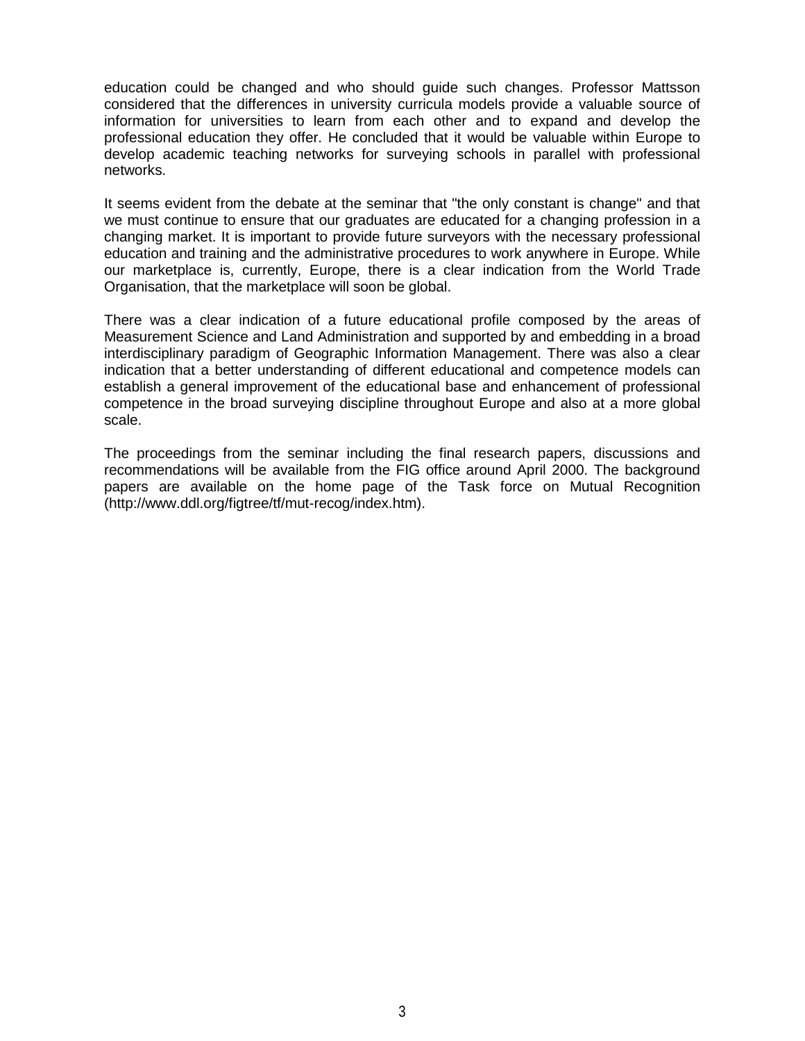education could be changed and who should guide such changes. Professor Mattsson considered that the differences in university curricula models provide a valuable source of information for universities to learn from each other and to expand and develop the professional education they offer. He concluded that it would be valuable within Europe to develop academic teaching networks for surveying schools in parallel with professional networks.

It seems evident from the debate at the seminar that "the only constant is change" and that we must continue to ensure that our graduates are educated for a changing profession in a changing market. It is important to provide future surveyors with the necessary professional education and training and the administrative procedures to work anywhere in Europe. While our marketplace is, currently, Europe, there is a clear indication from the World Trade Organisation, that the marketplace will soon be global.

There was a clear indication of a future educational profile composed by the areas of Measurement Science and Land Administration and supported by and embedding in a broad interdisciplinary paradigm of Geographic Information Management. There was also a clear indication that a better understanding of different educational and competence models can establish a general improvement of the educational base and enhancement of professional competence in the broad surveying discipline throughout Europe and also at a more global scale.

The proceedings from the seminar including the final research papers, discussions and recommendations will be available from the FIG office around April 2000. The background papers are available on the home page of the Task force on Mutual Recognition (http://www.ddl.org/figtree/tf/mut-recog/index.htm).